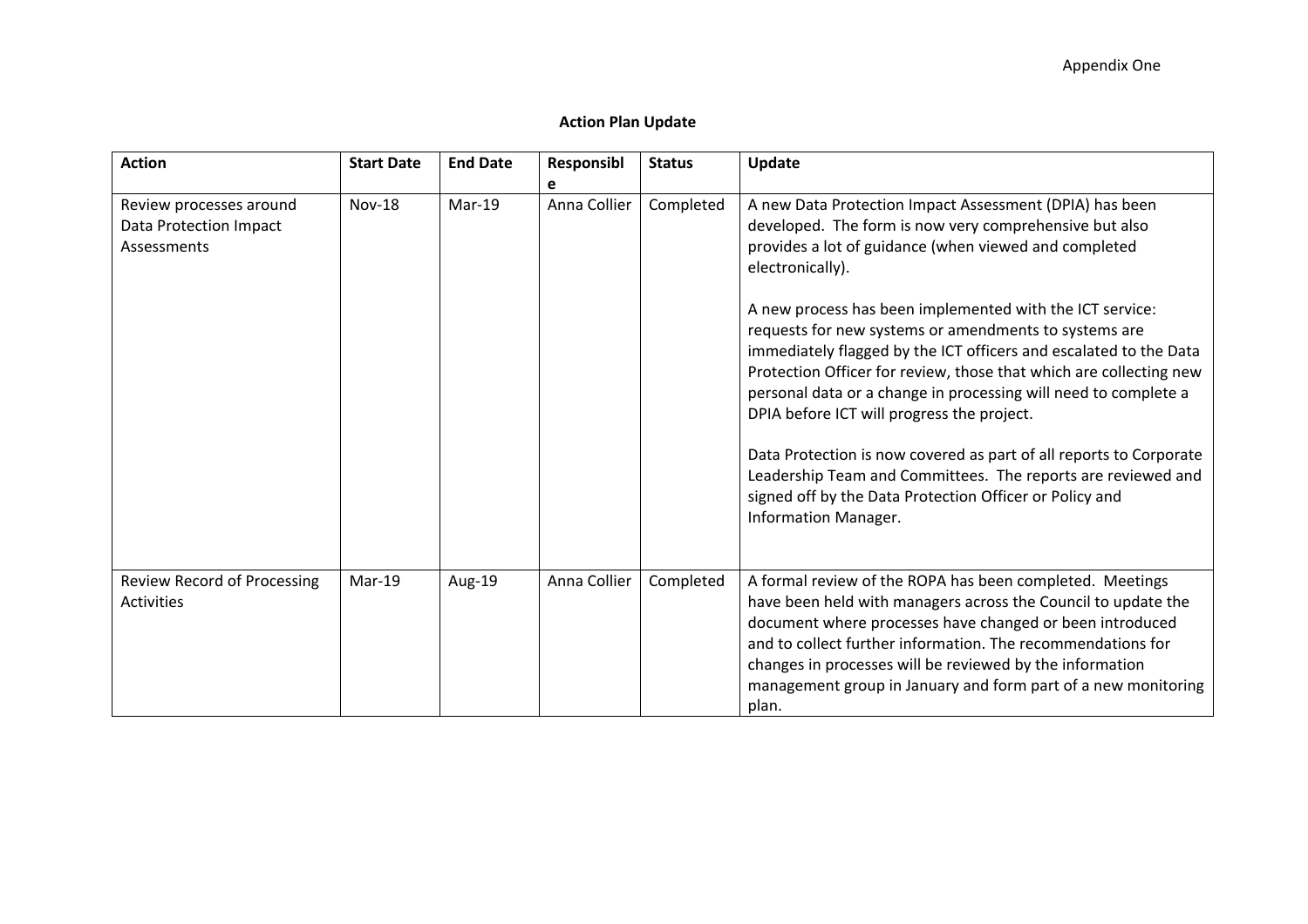Appendix One

## Action Plan Update

| Action | Start Date | End Date | Responsible | Status | Update |
| --- | --- | --- | --- | --- | --- |
| Review processes around Data Protection Impact Assessments | Nov-18 | Mar-19 | Anna Collier | Completed | A new Data Protection Impact Assessment (DPIA) has been developed. The form is now very comprehensive but also provides a lot of guidance (when viewed and completed electronically).<br><br>A new process has been implemented with the ICT service: requests for new systems or amendments to systems are immediately flagged by the ICT officers and escalated to the Data Protection Officer for review, those that which are collecting new personal data or a change in processing will need to complete a DPIA before ICT will progress the project.<br><br>Data Protection is now covered as part of all reports to Corporate Leadership Team and Committees. The reports are reviewed and signed off by the Data Protection Officer or Policy and Information Manager. |
| Review Record of Processing Activities | Mar-19 | Aug-19 | Anna Collier | Completed | A formal review of the ROPA has been completed. Meetings have been held with managers across the Council to update the document where processes have changed or been introduced and to collect further information. The recommendations for changes in processes will be reviewed by the information management group in January and form part of a new monitoring plan. |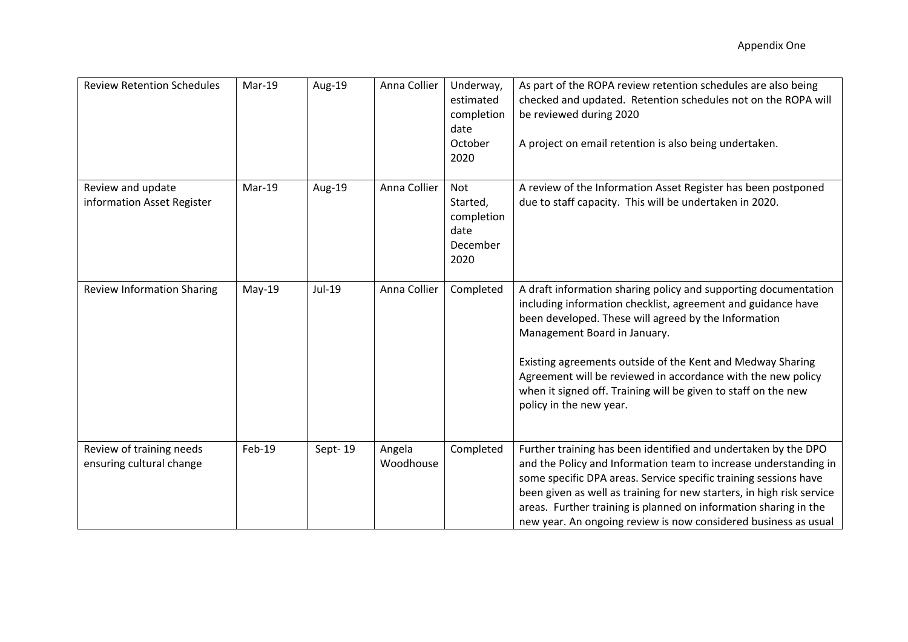Appendix One

| Review Retention Schedules | Mar-19 | Aug-19 | Anna Collier | Underway, estimated completion date October 2020 | As part of the ROPA review retention schedules are also being checked and updated. Retention schedules not on the ROPA will be reviewed during 2020<br><br>A project on email retention is also being undertaken. |
|---|---|---|---|---|---|
| Review and update information Asset Register | Mar-19 | Aug-19 | Anna Collier | Not Started, completion date December 2020 | A review of the Information Asset Register has been postponed due to staff capacity. This will be undertaken in 2020. |
| Review Information Sharing | May-19 | Jul-19 | Anna Collier | Completed | A draft information sharing policy and supporting documentation including information checklist, agreement and guidance have been developed. These will agreed by the Information Management Board in January.<br><br>Existing agreements outside of the Kent and Medway Sharing Agreement will be reviewed in accordance with the new policy when it signed off. Training will be given to staff on the new policy in the new year. |
| Review of training needs ensuring cultural change | Feb-19 | Sept- 19 | Angela Woodhouse | Completed | Further training has been identified and undertaken by the DPO and the Policy and Information team to increase understanding in some specific DPA areas. Service specific training sessions have been given as well as training for new starters, in high risk service areas. Further training is planned on information sharing in the new year. An ongoing review is now considered business as usual |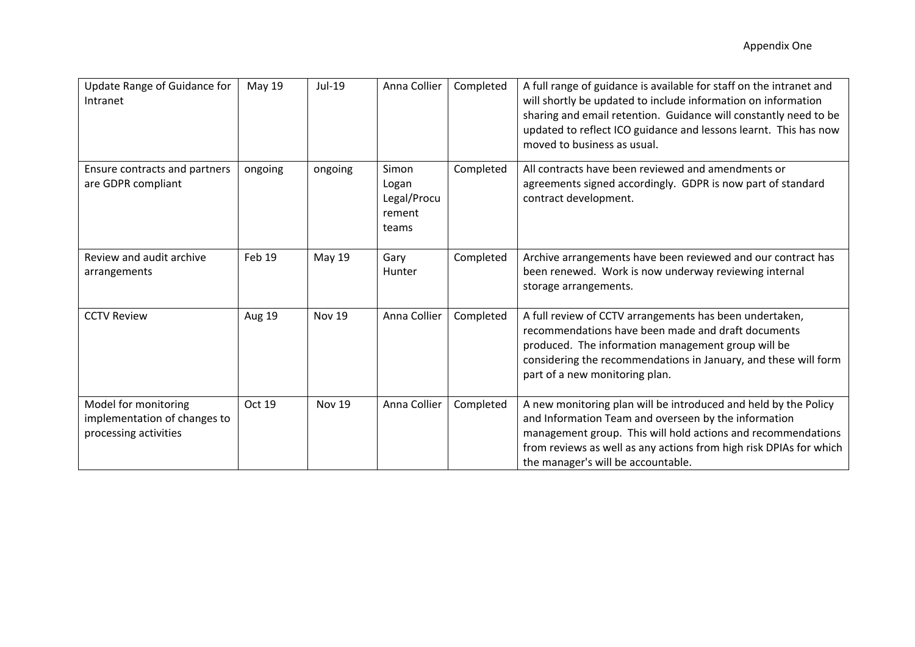Appendix One

| | | | | | |
|---|---|---|---|---|---|
| Update Range of Guidance for Intranet | May 19 | Jul-19 | Anna Collier | Completed | A full range of guidance is available for staff on the intranet and will shortly be updated to include information on information sharing and email retention. Guidance will constantly need to be updated to reflect ICO guidance and lessons learnt. This has now moved to business as usual. |
| Ensure contracts and partners are GDPR compliant | ongoing | ongoing | Simon Logan Legal/Procurement teams | Completed | All contracts have been reviewed and amendments or agreements signed accordingly. GDPR is now part of standard contract development. |
| Review and audit archive arrangements | Feb 19 | May 19 | Gary Hunter | Completed | Archive arrangements have been reviewed and our contract has been renewed. Work is now underway reviewing internal storage arrangements. |
| CCTV Review | Aug 19 | Nov 19 | Anna Collier | Completed | A full review of CCTV arrangements has been undertaken, recommendations have been made and draft documents produced. The information management group will be considering the recommendations in January, and these will form part of a new monitoring plan. |
| Model for monitoring implementation of changes to processing activities | Oct 19 | Nov 19 | Anna Collier | Completed | A new monitoring plan will be introduced and held by the Policy and Information Team and overseen by the information management group. This will hold actions and recommendations from reviews as well as any actions from high risk DPIAs for which the manager's will be accountable. |